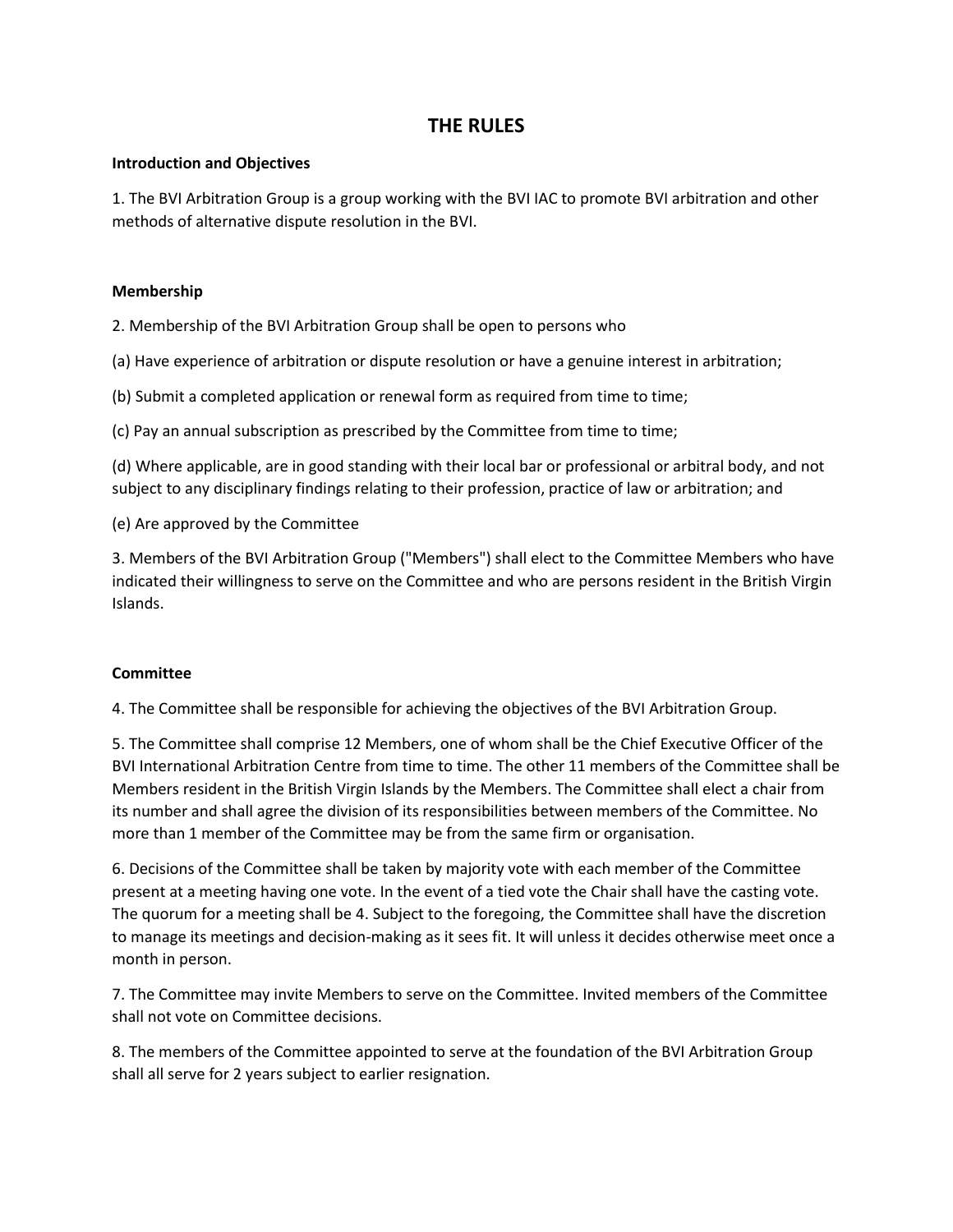# THE RULES

**Introduction and Objectives**

1. The BVI Arbitration Group is a group working with the BVI IAC to promote BVI arbitration and other methods of alternative dispute resolution in the BVI.

**Membership**

2. Membership of the BVI Arbitration Group shall be open to persons who

(a) Have experience of arbitration or dispute resolution or have a genuine interest in arbitration;

(b) Submit a completed application or renewal form as required from time to time;

(c) Pay an annual subscription as prescribed by the Committee from time to time;

(d) Where applicable, are in good standing with their local bar or professional or arbitral body, and not subject to any disciplinary findings relating to their profession, practice of law or arbitration; and

(e) Are approved by the Committee

3. Members of the BVI Arbitration Group ("Members") shall elect to the Committee Members who have indicated their willingness to serve on the Committee and who are persons resident in the British Virgin Islands.

**Committee**

4. The Committee shall be responsible for achieving the objectives of the BVI Arbitration Group.

5. The Committee shall comprise 12 Members, one of whom shall be the Chief Executive Officer of the BVI International Arbitration Centre from time to time. The other 11 members of the Committee shall be Members resident in the British Virgin Islands by the Members. The Committee shall elect a chair from its number and shall agree the division of its responsibilities between members of the Committee. No more than 1 member of the Committee may be from the same firm or organisation.

6. Decisions of the Committee shall be taken by majority vote with each member of the Committee present at a meeting having one vote. In the event of a tied vote the Chair shall have the casting vote. The quorum for a meeting shall be 4. Subject to the foregoing, the Committee shall have the discretion to manage its meetings and decision-making as it sees fit. It will unless it decides otherwise meet once a month in person.

7. The Committee may invite Members to serve on the Committee. Invited members of the Committee shall not vote on Committee decisions.

8. The members of the Committee appointed to serve at the foundation of the BVI Arbitration Group shall all serve for 2 years subject to earlier resignation.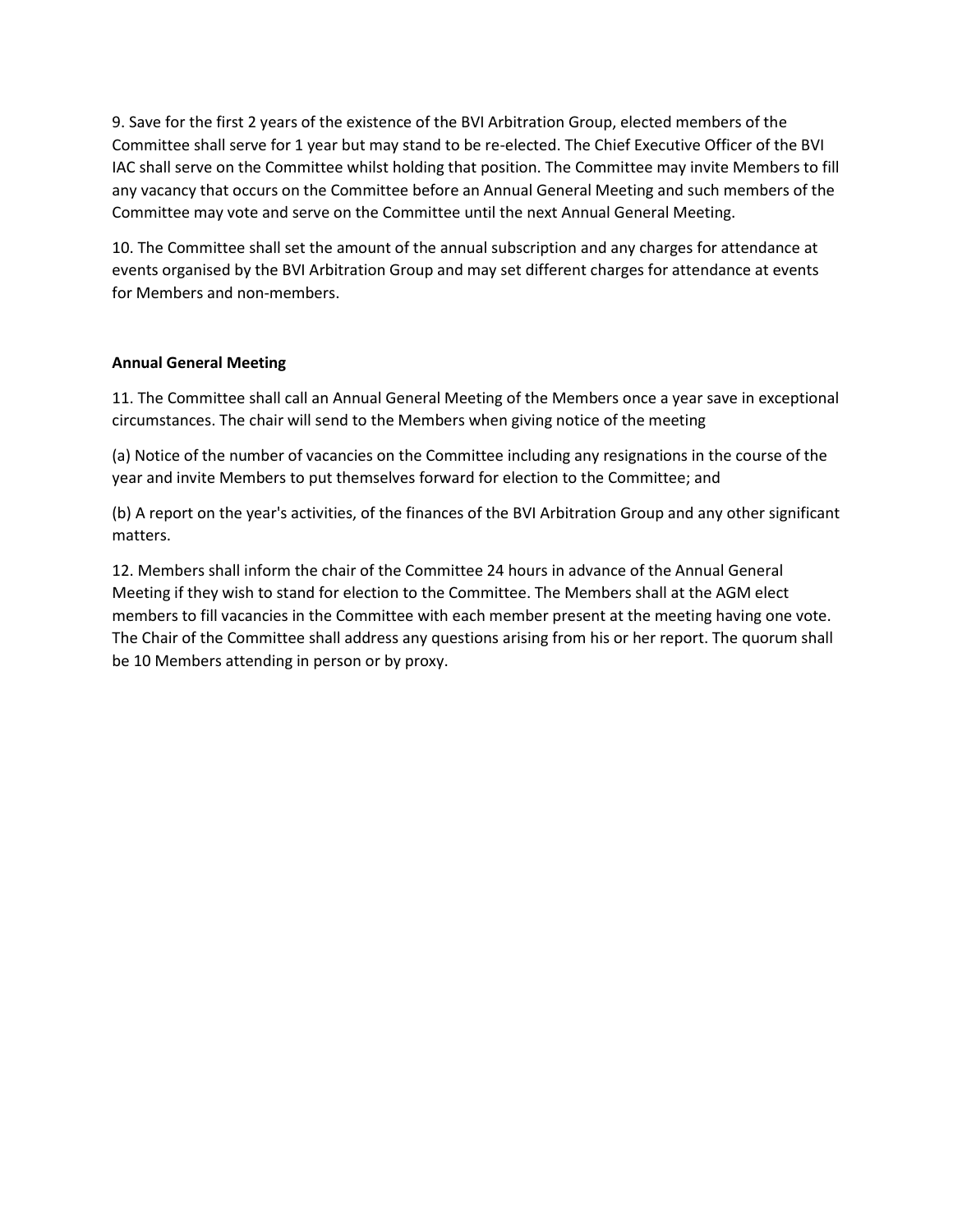9. Save for the first 2 years of the existence of the BVI Arbitration Group, elected members of the Committee shall serve for 1 year but may stand to be re-elected. The Chief Executive Officer of the BVI IAC shall serve on the Committee whilst holding that position. The Committee may invite Members to fill any vacancy that occurs on the Committee before an Annual General Meeting and such members of the Committee may vote and serve on the Committee until the next Annual General Meeting.

10. The Committee shall set the amount of the annual subscription and any charges for attendance at events organised by the BVI Arbitration Group and may set different charges for attendance at events for Members and non-members.

**Annual General Meeting**

11. The Committee shall call an Annual General Meeting of the Members once a year save in exceptional circumstances. The chair will send to the Members when giving notice of the meeting

(a) Notice of the number of vacancies on the Committee including any resignations in the course of the year and invite Members to put themselves forward for election to the Committee; and

(b) A report on the year's activities, of the finances of the BVI Arbitration Group and any other significant matters.

12. Members shall inform the chair of the Committee 24 hours in advance of the Annual General Meeting if they wish to stand for election to the Committee. The Members shall at the AGM elect members to fill vacancies in the Committee with each member present at the meeting having one vote. The Chair of the Committee shall address any questions arising from his or her report. The quorum shall be 10 Members attending in person or by proxy.